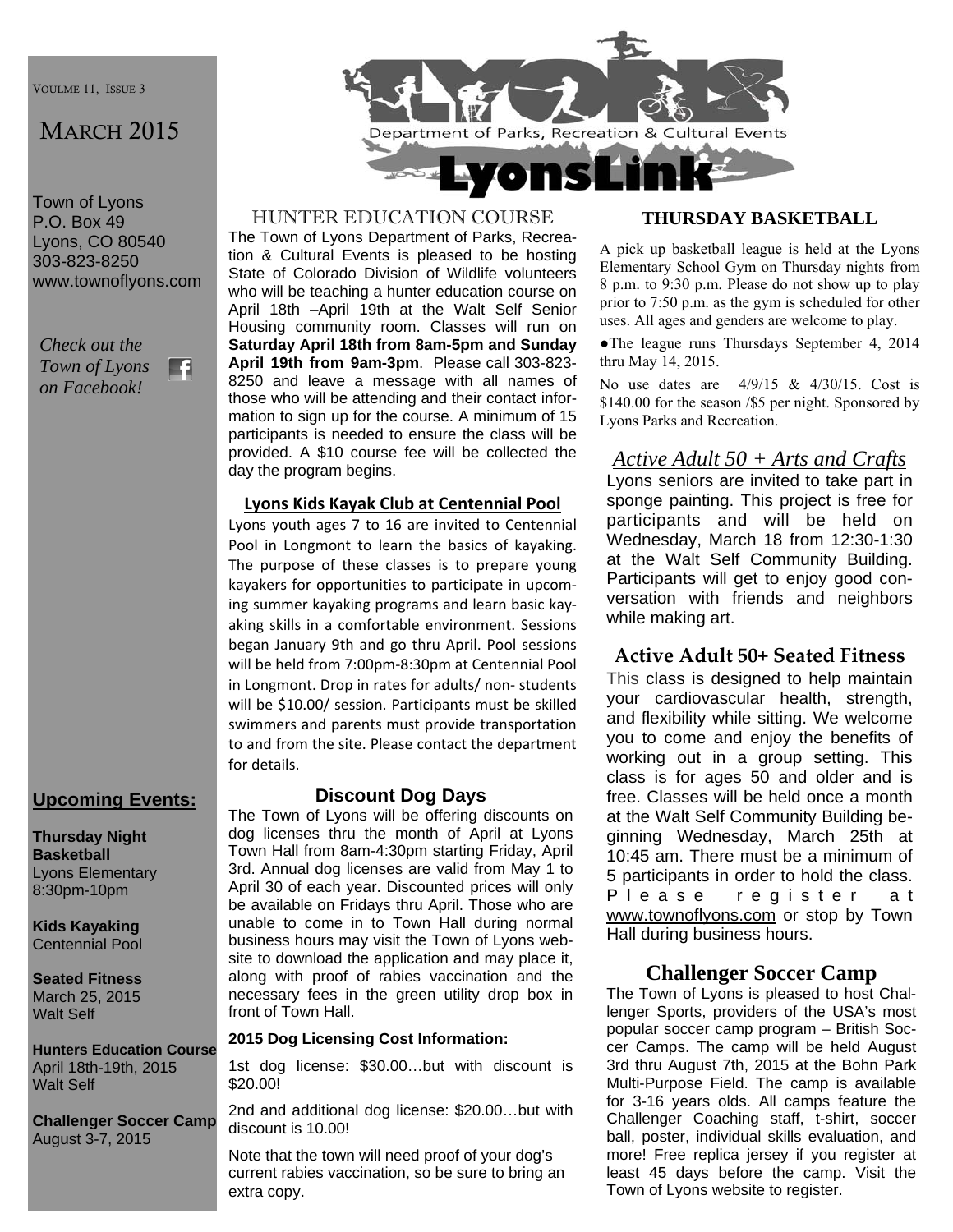VOULME 11, ISSUE 3

# MARCH 2015

Town of Lyons
P.O. Box 49
Lyons, CO 80540
303-823-8250
www.townoflyons.com

*Check out the Town of Lyons on Facebook!*

## Upcoming Events:

**Thursday Night Basketball**
Lyons Elementary
8:30pm-10pm

**Kids Kayaking**
Centennial Pool

**Seated Fitness**
March 25, 2015
Walt Self

**Hunters Education Course**
April 18th-19th, 2015
Walt Self

**Challenger Soccer Camp**
August 3-7, 2015

# LYONS

Department of Parks, Recreation & Cultural Events

# LyonsLink

## HUNTER EDUCATION COURSE

The Town of Lyons Department of Parks, Recreation & Cultural Events is pleased to be hosting State of Colorado Division of Wildlife volunteers who will be teaching a hunter education course on April 18th –April 19th at the Walt Self Senior Housing community room. Classes will run on **Saturday April 18th from 8am-5pm and Sunday April 19th from 9am-3pm**. Please call 303-823-8250 and leave a message with all names of those who will be attending and their contact information to sign up for the course. A minimum of 15 participants is needed to ensure the class will be provided. A $10 course fee will be collected the day the program begins.

## Lyons Kids Kayak Club at Centennial Pool

Lyons youth ages 7 to 16 are invited to Centennial Pool in Longmont to learn the basics of kayaking. The purpose of these classes is to prepare young kayakers for opportunities to participate in upcoming summer kayaking programs and learn basic kayaking skills in a comfortable environment. Sessions began January 9th and go thru April. Pool sessions will be held from 7:00pm-8:30pm at Centennial Pool in Longmont. Drop in rates for adults/ non- students will be $10.00/ session. Participants must be skilled swimmers and parents must provide transportation to and from the site. Please contact the department for details.

## Discount Dog Days

The Town of Lyons will be offering discounts on dog licenses thru the month of April at Lyons Town Hall from 8am-4:30pm starting Friday, April 3rd. Annual dog licenses are valid from May 1 to April 30 of each year. Discounted prices will only be available on Fridays thru April. Those who are unable to come in to Town Hall during normal business hours may visit the Town of Lyons website to download the application and may place it, along with proof of rabies vaccination and the necessary fees in the green utility drop box in front of Town Hall.

**2015 Dog Licensing Cost Information:**

1st dog license: $30.00…but with discount is $20.00!

2nd and additional dog license: $20.00…but with discount is 10.00!

Note that the town will need proof of your dog's current rabies vaccination, so be sure to bring an extra copy.

## THURSDAY BASKETBALL

A pick up basketball league is held at the Lyons Elementary School Gym on Thursday nights from 8 p.m. to 9:30 p.m. Please do not show up to play prior to 7:50 p.m. as the gym is scheduled for other uses. All ages and genders are welcome to play.

●The league runs Thursdays September 4, 2014 thru May 14, 2015.

No use dates are 4/9/15 & 4/30/15. Cost is $140.00 for the season /$5 per night. Sponsored by Lyons Parks and Recreation.

## *Active Adult 50 + Arts and Crafts*

Lyons seniors are invited to take part in sponge painting. This project is free for participants and will be held on Wednesday, March 18 from 12:30-1:30 at the Walt Self Community Building. Participants will get to enjoy good conversation with friends and neighbors while making art.

## Active Adult 50+ Seated Fitness

This class is designed to help maintain your cardiovascular health, strength, and flexibility while sitting. We welcome you to come and enjoy the benefits of working out in a group setting. This class is for ages 50 and older and is free. Classes will be held once a month at the Walt Self Community Building beginning Wednesday, March 25th at 10:45 am. There must be a minimum of 5 participants in order to hold the class. Please register at www.townoflyons.com or stop by Town Hall during business hours.

## Challenger Soccer Camp

The Town of Lyons is pleased to host Challenger Sports, providers of the USA's most popular soccer camp program – British Soccer Camps. The camp will be held August 3rd thru August 7th, 2015 at the Bohn Park Multi-Purpose Field. The camp is available for 3-16 years olds. All camps feature the Challenger Coaching staff, t-shirt, soccer ball, poster, individual skills evaluation, and more! Free replica jersey if you register at least 45 days before the camp. Visit the Town of Lyons website to register.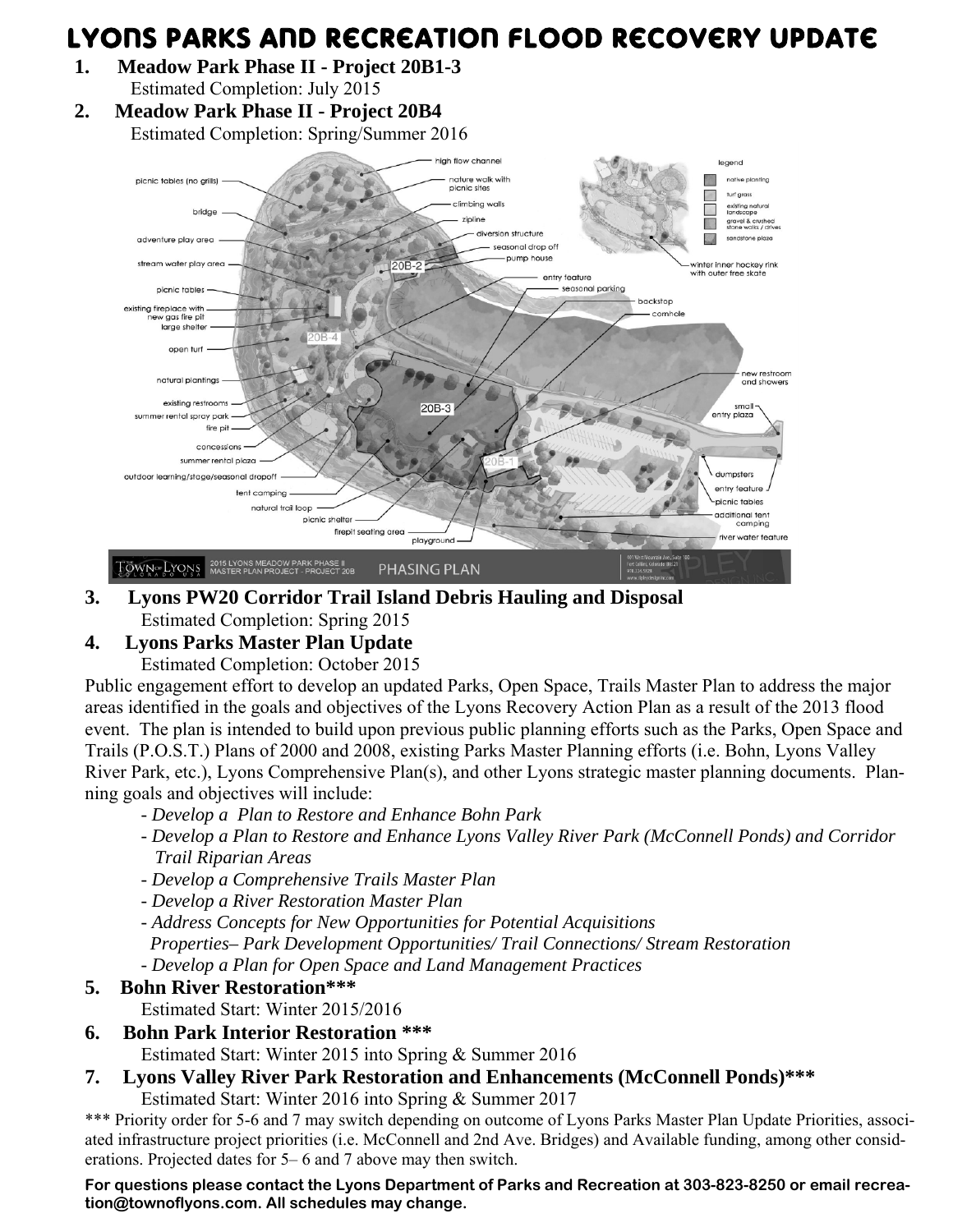# LYONS PARKS AND RECREATION FLOOD RECOVERY UPDATE

1. **Meadow Park Phase II - Project 20B1-3**
   Estimated Completion: July 2015
2. **Meadow Park Phase II - Project 20B4**
   Estimated Completion: Spring/Summer 2016

high flow channel
picnic tables (no grills)
nature walk with picnic sites
climbing walls
bridge
zipline
diversion structure
adventure play area
seasonal drop off
pump house
stream water play area
20B-2
entry feature
seasonal parking
picnic tables
existing fireplace with new gas fire pit
large shelter
20B-4
open turf
natural plantings
existing restrooms
summer rental spray park
fire pit
concessions
summer rental plaza
outdoor learning/stage/seasonal dropoff
tent camping
natural trail loop
picnic shelter
firepit seating area
playground
20B-3
20B-1
backstop
cornhole
new restroom and showers
small entry plaza
dumpsters
entry feature
picnic tables
additional tent camping
river water feature
winter inner hockey rink with outer free skate
legend
native planting
turf grass
existing natural landscape
gravel & crushed stone walks / drives
sandstone plaza
TOWN OF LYONS
2015 LYONS MEADOW PARK PHASE II MASTER PLAN PROJECT - PROJECT 20B
PHASING PLAN

3. **Lyons PW20 Corridor Trail Island Debris Hauling and Disposal**
   Estimated Completion: Spring 2015
4. **Lyons Parks Master Plan Update**
   Estimated Completion: October 2015

Public engagement effort to develop an updated Parks, Open Space, Trails Master Plan to address the major areas identified in the goals and objectives of the Lyons Recovery Action Plan as a result of the 2013 flood event. The plan is intended to build upon previous public planning efforts such as the Parks, Open Space and Trails (P.O.S.T.) Plans of 2000 and 2008, existing Parks Master Planning efforts (i.e. Bohn, Lyons Valley River Park, etc.), Lyons Comprehensive Plan(s), and other Lyons strategic master planning documents. Planning goals and objectives will include:

- *Develop a Plan to Restore and Enhance Bohn Park*
- *Develop a Plan to Restore and Enhance Lyons Valley River Park (McConnell Ponds) and Corridor Trail Riparian Areas*
- *Develop a Comprehensive Trails Master Plan*
- *Develop a River Restoration Master Plan*
- *Address Concepts for New Opportunities for Potential Acquisitions Properties– Park Development Opportunities/ Trail Connections/ Stream Restoration*
- *Develop a Plan for Open Space and Land Management Practices*

5. **Bohn River Restoration*****
   Estimated Start: Winter 2015/2016
6. **Bohn Park Interior Restoration *****
   Estimated Start: Winter 2015 into Spring & Summer 2016
7. **Lyons Valley River Park Restoration and Enhancements (McConnell Ponds)*****
   Estimated Start: Winter 2016 into Spring & Summer 2017

*** Priority order for 5-6 and 7 may switch depending on outcome of Lyons Parks Master Plan Update Priorities, associated infrastructure project priorities (i.e. McConnell and 2nd Ave. Bridges) and Available funding, among other considerations. Projected dates for 5– 6 and 7 above may then switch.

**For questions please contact the Lyons Department of Parks and Recreation at 303-823-8250 or email recreation@townoflyons.com. All schedules may change.**